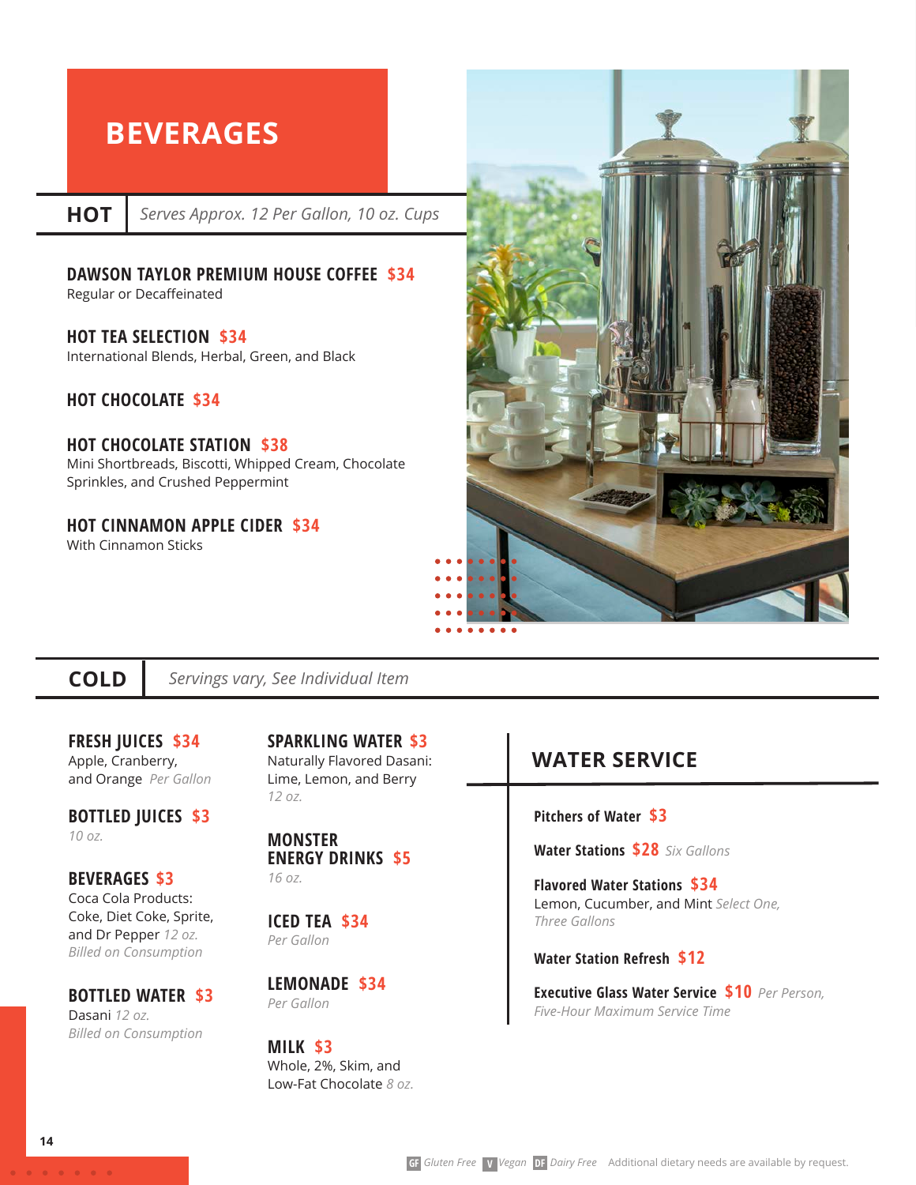# BEVERAGES

## HOT

*Serves Approx. 12 Per Gallon, 10 oz. Cups*

**DAWSON TAYLOR PREMIUM HOUSE COFFEE $34**
Regular or Decaffeinated

**HOT TEA SELECTION $34**
International Blends, Herbal, Green, and Black

**HOT CHOCOLATE $34**

**HOT CHOCOLATE STATION $38**
Mini Shortbreads, Biscotti, Whipped Cream, Chocolate Sprinkles, and Crushed Peppermint

**HOT CINNAMON APPLE CIDER $34**
With Cinnamon Sticks

## COLD

*Servings vary, See Individual Item*

**FRESH JUICES $34**
Apple, Cranberry, and Orange *Per Gallon*

**BOTTLED JUICES $3**
*10 oz.*

**BEVERAGES $3**
Coca Cola Products: Coke, Diet Coke, Sprite, and Dr Pepper *12 oz.*
*Billed on Consumption*

**BOTTLED WATER $3**
Dasani *12 oz.*
*Billed on Consumption*

**SPARKLING WATER $3**
Naturally Flavored Dasani: Lime, Lemon, and Berry
*12 oz.*

**MONSTER ENERGY DRINKS $5**
*16 oz.*

**ICED TEA $34**
*Per Gallon*

**LEMONADE $34**
*Per Gallon*

**MILK $3**
Whole, 2%, Skim, and Low-Fat Chocolate *8 oz.*

## WATER SERVICE

**Pitchers of Water $3**

**Water Stations $28** *Six Gallons*

**Flavored Water Stations $34**
Lemon, Cucumber, and Mint *Select One, Three Gallons*

**Water Station Refresh $12**

**Executive Glass Water Service $10** *Per Person, Five-Hour Maximum Service Time*

GF *Gluten Free* V *Vegan* DF *Dairy Free* Additional dietary needs are available by request.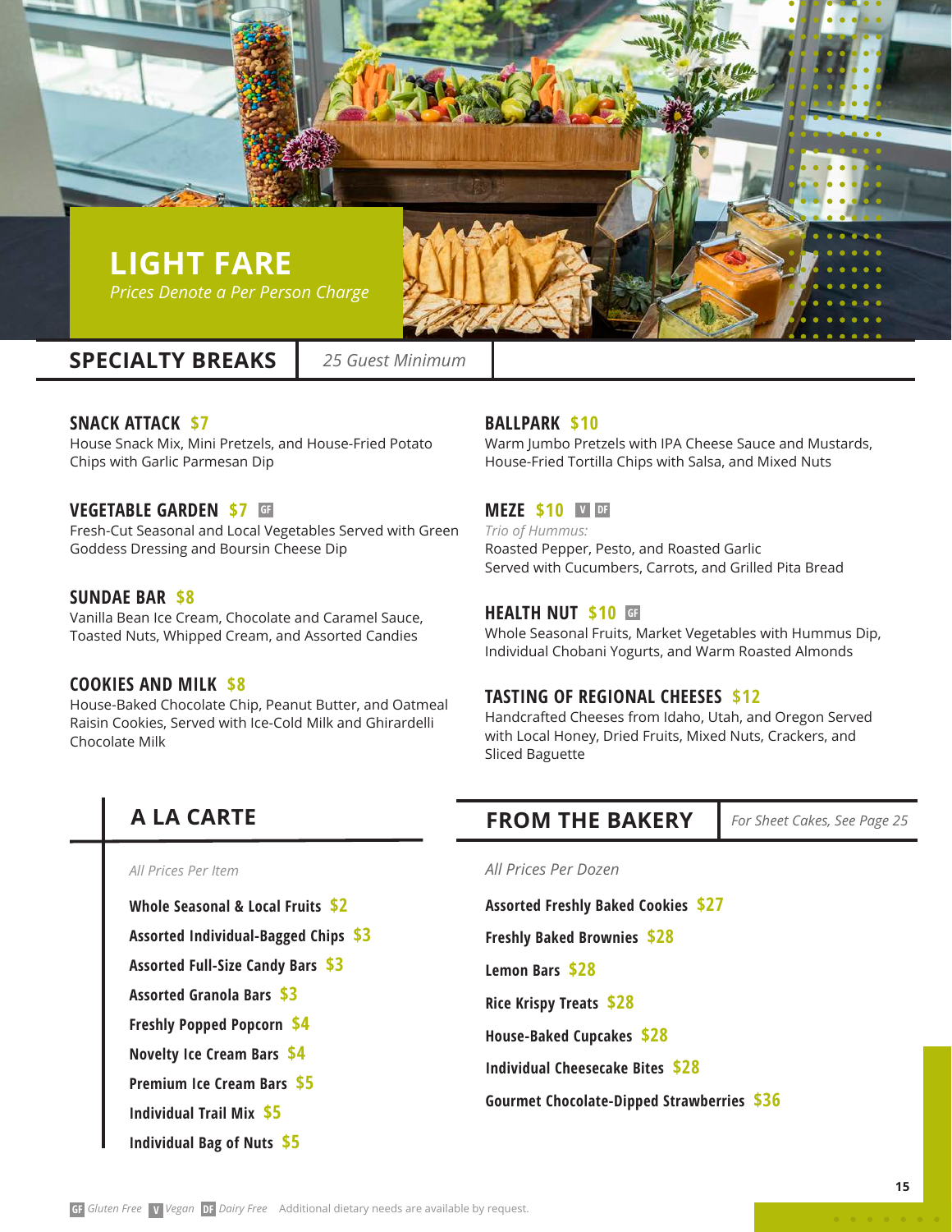# LIGHT FARE

*Prices Denote a Per Person Charge*

## SPECIALTY BREAKS

*25 Guest Minimum*

**SNACK ATTACK $7**
House Snack Mix, Mini Pretzels, and House-Fried Potato Chips with Garlic Parmesan Dip

**VEGETABLE GARDEN $7** GF
Fresh-Cut Seasonal and Local Vegetables Served with Green Goddess Dressing and Boursin Cheese Dip

**SUNDAE BAR $8**
Vanilla Bean Ice Cream, Chocolate and Caramel Sauce, Toasted Nuts, Whipped Cream, and Assorted Candies

**COOKIES AND MILK $8**
House-Baked Chocolate Chip, Peanut Butter, and Oatmeal Raisin Cookies, Served with Ice-Cold Milk and Ghirardelli Chocolate Milk

**BALLPARK $10**
Warm Jumbo Pretzels with IPA Cheese Sauce and Mustards, House-Fried Tortilla Chips with Salsa, and Mixed Nuts

**MEZE $10** V DF
*Trio of Hummus:*
Roasted Pepper, Pesto, and Roasted Garlic
Served with Cucumbers, Carrots, and Grilled Pita Bread

**HEALTH NUT $10** GF
Whole Seasonal Fruits, Market Vegetables with Hummus Dip, Individual Chobani Yogurts, and Warm Roasted Almonds

**TASTING OF REGIONAL CHEESES $12**
Handcrafted Cheeses from Idaho, Utah, and Oregon Served with Local Honey, Dried Fruits, Mixed Nuts, Crackers, and Sliced Baguette

## A LA CARTE

*All Prices Per Item*

**Whole Seasonal & Local Fruits $2**

**Assorted Individual-Bagged Chips $3**

**Assorted Full-Size Candy Bars $3**

**Assorted Granola Bars $3**

**Freshly Popped Popcorn $4**

**Novelty Ice Cream Bars $4**

**Premium Ice Cream Bars $5**

**Individual Trail Mix $5**

**Individual Bag of Nuts $5**

## FROM THE BAKERY

*For Sheet Cakes, See Page 25*

*All Prices Per Dozen*

**Assorted Freshly Baked Cookies $27**

**Freshly Baked Brownies $28**

**Lemon Bars $28**

**Rice Krispy Treats $28**

**House-Baked Cupcakes $28**

**Individual Cheesecake Bites $28**

**Gourmet Chocolate-Dipped Strawberries $36**

GF *Gluten Free* V *Vegan* DF *Dairy Free* Additional dietary needs are available by request.